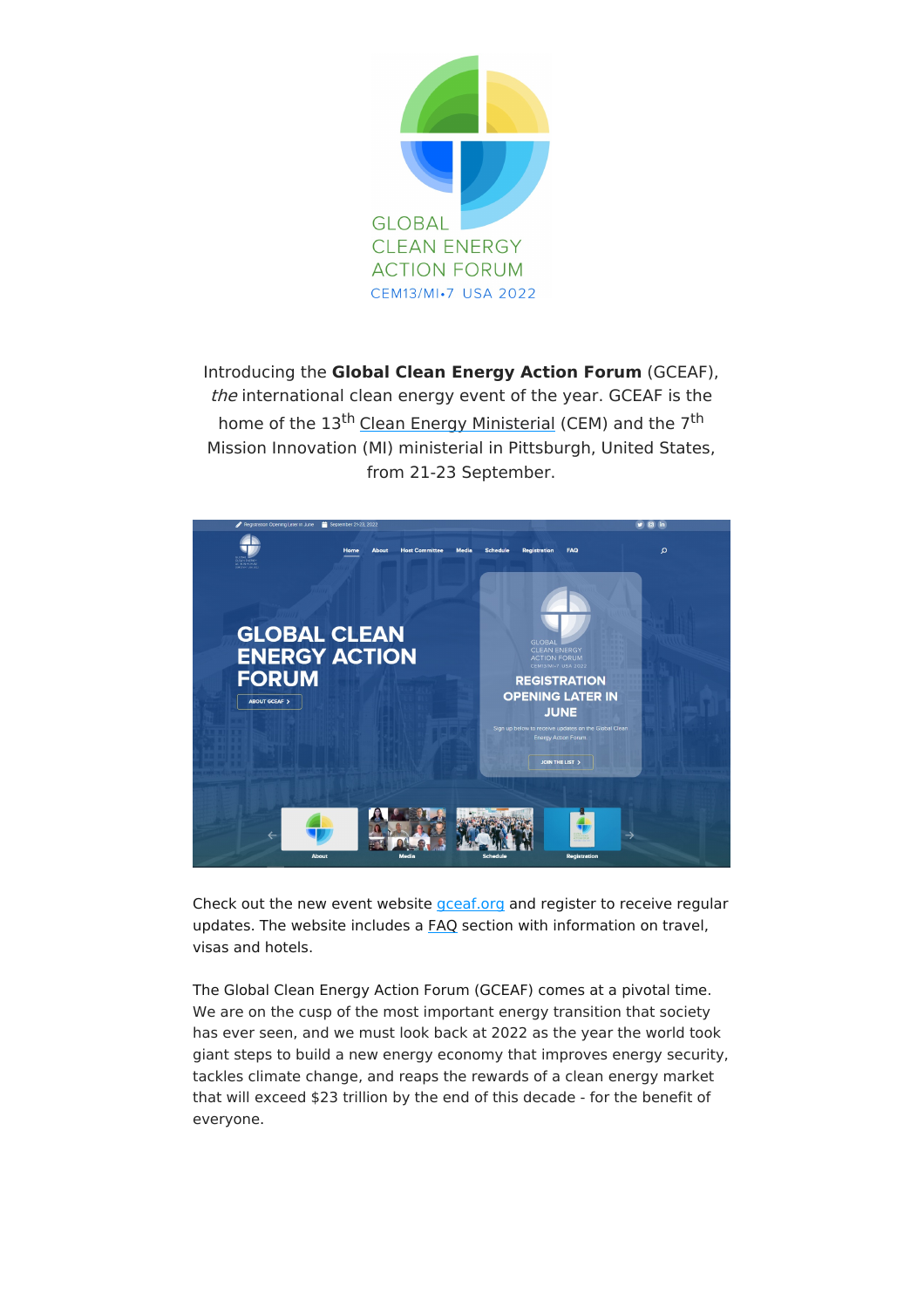GLOBAL CLEAN ENERGY ACTION FORUM

CEM13/MI•7 USA 2022

Introducing the **Global Clean Energy Action Forum** (GCEAF), *the* international clean energy event of the year. GCEAF is the home of the 13th Clean Energy Ministerial (CEM) and the 7th Mission Innovation (MI) ministerial in Pittsburgh, United States, from 21-23 September.

Check out the new event website gceaf.org and register to receive regular updates. The website includes a FAQ section with information on travel, visas and hotels.

The Global Clean Energy Action Forum (GCEAF) comes at a pivotal time. We are on the cusp of the most important energy transition that society has ever seen, and we must look back at 2022 as the year the world took giant steps to build a new energy economy that improves energy security, tackles climate change, and reaps the rewards of a clean energy market that will exceed $23 trillion by the end of this decade - for the benefit of everyone.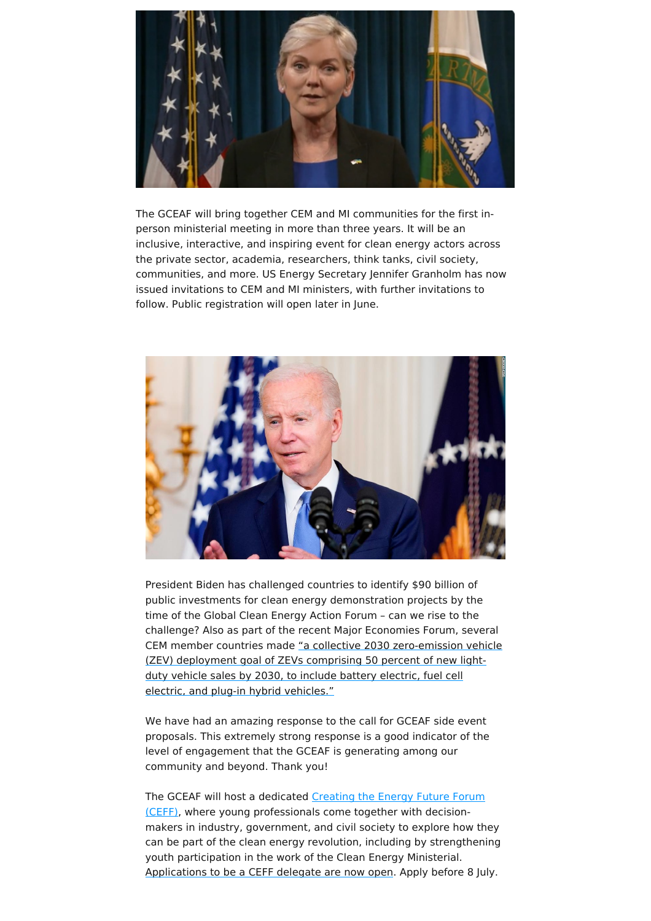The GCEAF will bring together CEM and MI communities for the first in-person ministerial meeting in more than three years. It will be an inclusive, interactive, and inspiring event for clean energy actors across the private sector, academia, researchers, think tanks, civil society, communities, and more. US Energy Secretary Jennifer Granholm has now issued invitations to CEM and MI ministers, with further invitations to follow. Public registration will open later in June.

President Biden has challenged countries to identify $90 billion of public investments for clean energy demonstration projects by the time of the Global Clean Energy Action Forum – can we rise to the challenge? Also as part of the recent Major Economies Forum, several CEM member countries made "a collective 2030 zero-emission vehicle (ZEV) deployment goal of ZEVs comprising 50 percent of new light-duty vehicle sales by 2030, to include battery electric, fuel cell electric, and plug-in hybrid vehicles."

We have had an amazing response to the call for GCEAF side event proposals. This extremely strong response is a good indicator of the level of engagement that the GCEAF is generating among our community and beyond. Thank you!

The GCEAF will host a dedicated Creating the Energy Future Forum (CEFF), where young professionals come together with decision-makers in industry, government, and civil society to explore how they can be part of the clean energy revolution, including by strengthening youth participation in the work of the Clean Energy Ministerial. Applications to be a CEFF delegate are now open. Apply before 8 July.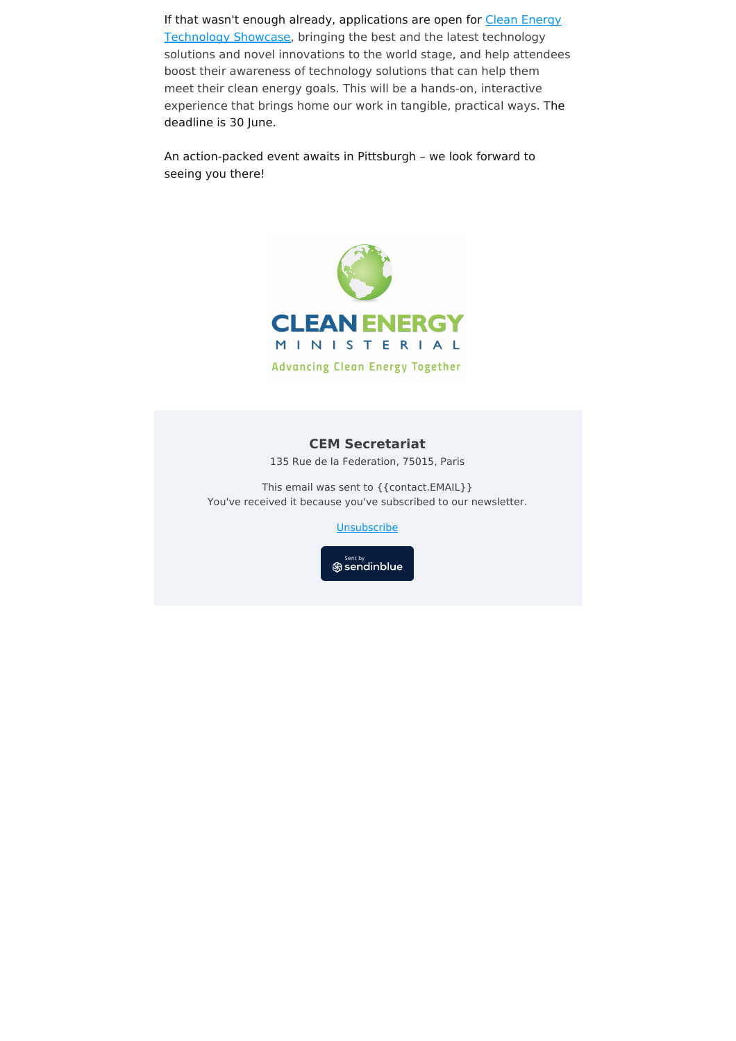If that wasn't enough already, applications are open for [Clean Energy Technology Showcase], bringing the best and the latest technology solutions and novel innovations to the world stage, and help attendees boost their awareness of technology solutions that can help them meet their clean energy goals. This will be a hands-on, interactive experience that brings home our work in tangible, practical ways. The deadline is 30 June.

An action-packed event awaits in Pittsburgh – we look forward to seeing you there!

CLEAN ENERGY MINISTERIAL

Advancing Clean Energy Together

**CEM Secretariat**

135 Rue de la Federation, 75015, Paris

This email was sent to {{contact.EMAIL}}
You've received it because you've subscribed to our newsletter.

Unsubscribe

Sent by sendinblue